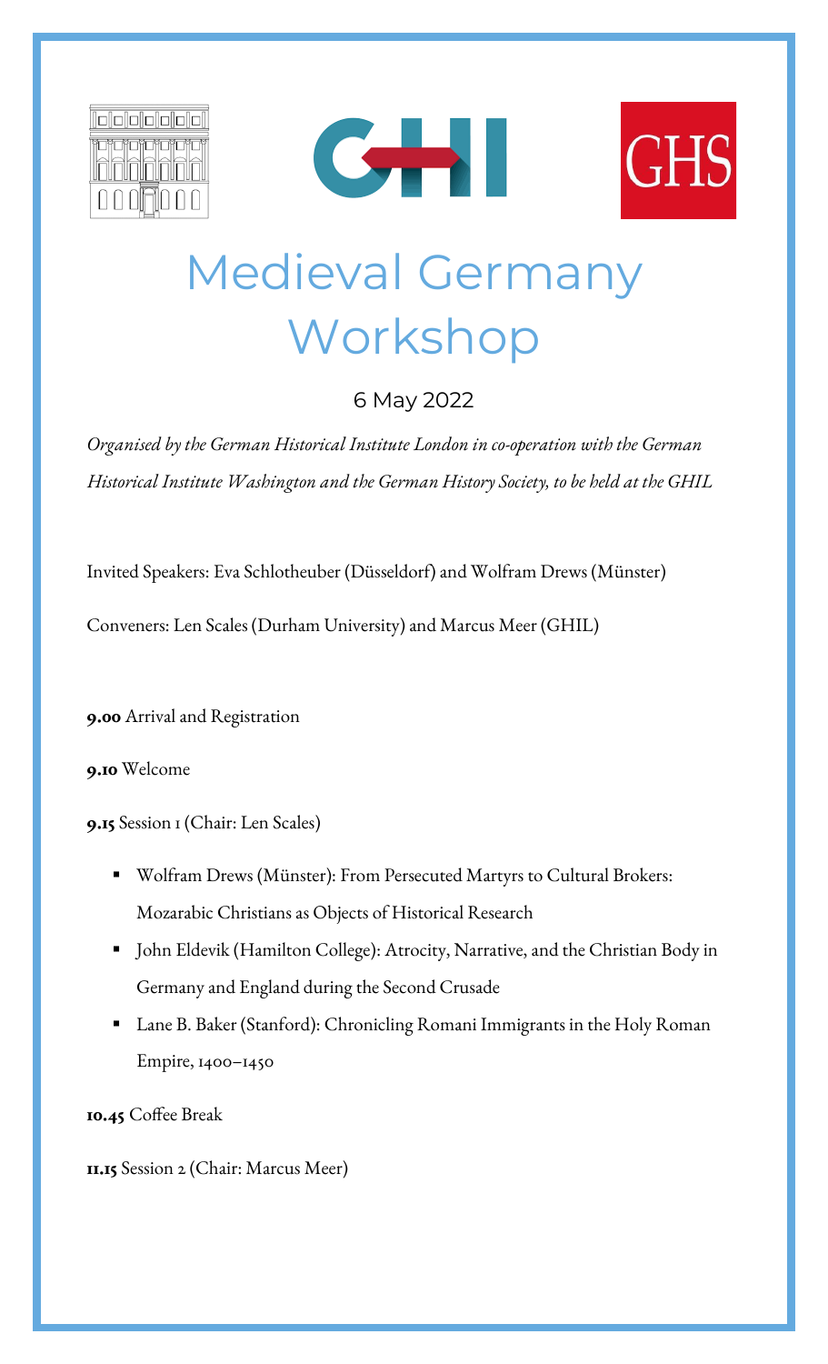# Medieval Germany Workshop

6 May 2022

*Organised by the German Historical Institute London in co-operation with the German Historical Institute Washington and the German History Society, to be held at the GHIL*

Invited Speakers: Eva Schlotheuber (Düsseldorf) and Wolfram Drews (Münster)

Conveners: Len Scales (Durham University) and Marcus Meer (GHIL)

**9.00** Arrival and Registration

**9.10** Welcome

**9.15** Session 1 (Chair: Len Scales)

- Wolfram Drews (Münster): From Persecuted Martyrs to Cultural Brokers: Mozarabic Christians as Objects of Historical Research
- John Eldevik (Hamilton College): Atrocity, Narrative, and the Christian Body in Germany and England during the Second Crusade
- Lane B. Baker (Stanford): Chronicling Romani Immigrants in the Holy Roman Empire, 1400–1450

**10.45** Coffee Break

**11.15** Session 2 (Chair: Marcus Meer)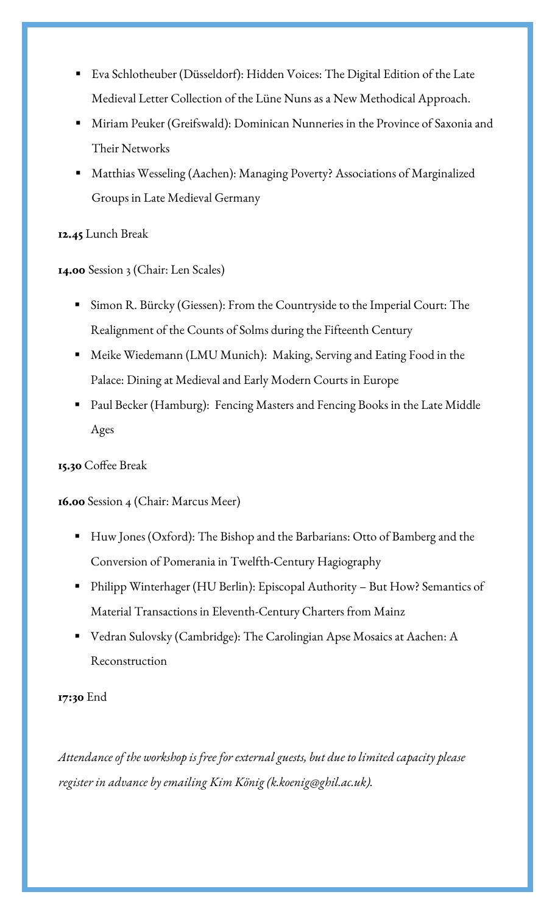- Eva Schlotheuber (Düsseldorf): Hidden Voices: The Digital Edition of the Late Medieval Letter Collection of the Lüne Nuns as a New Methodical Approach.
- Miriam Peuker (Greifswald): Dominican Nunneries in the Province of Saxonia and Their Networks
- Matthias Wesseling (Aachen): Managing Poverty? Associations of Marginalized Groups in Late Medieval Germany

**12.45** Lunch Break

**14.00** Session 3 (Chair: Len Scales)

- Simon R. Bürcky (Giessen): From the Countryside to the Imperial Court: The Realignment of the Counts of Solms during the Fifteenth Century
- Meike Wiedemann (LMU Munich): Making, Serving and Eating Food in the Palace: Dining at Medieval and Early Modern Courts in Europe
- Paul Becker (Hamburg): Fencing Masters and Fencing Books in the Late Middle Ages

**15.30** Coffee Break

**16.00** Session 4 (Chair: Marcus Meer)

- Huw Jones (Oxford): The Bishop and the Barbarians: Otto of Bamberg and the Conversion of Pomerania in Twelfth-Century Hagiography
- Philipp Winterhager (HU Berlin): Episcopal Authority – But How? Semantics of Material Transactions in Eleventh-Century Charters from Mainz
- Vedran Sulovsky (Cambridge): The Carolingian Apse Mosaics at Aachen: A Reconstruction

**17:30** End

*Attendance of the workshop is free for external guests, but due to limited capacity please register in advance by emailing Kim König (k.koenig@ghil.ac.uk).*